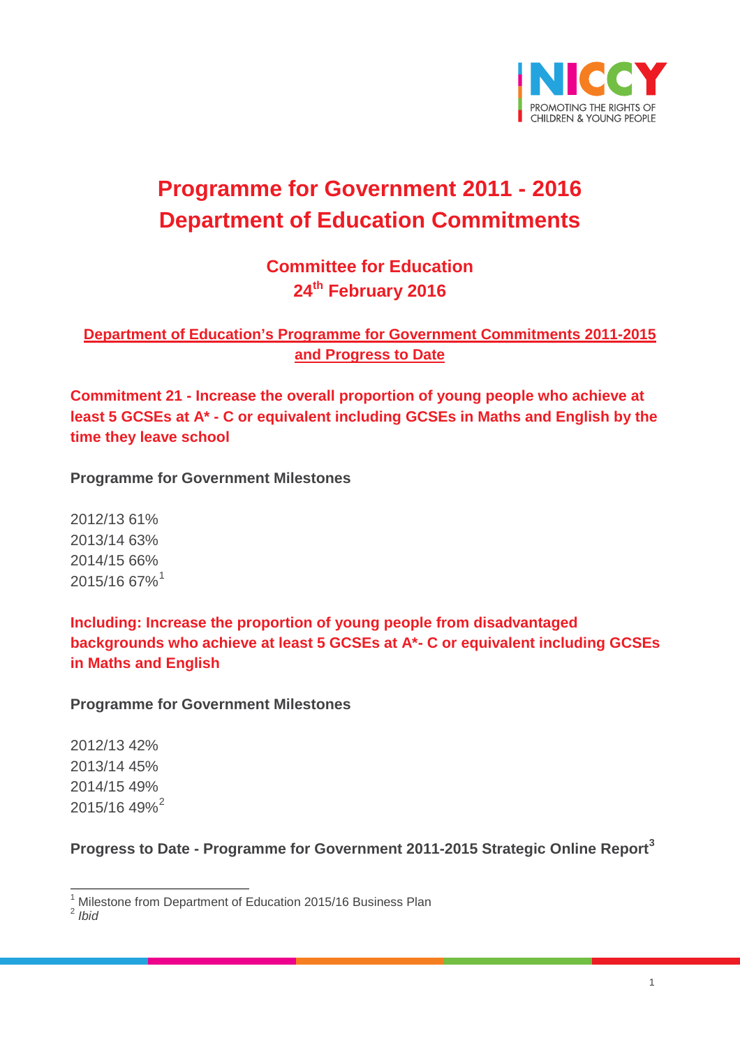# Programme for Government 2011 - 2016
# Department of Education Commitments

## Committee for Education
## 24th February 2016

**Department of Education's Programme for Government Commitments 2011-2015 and Progress to Date**

**Commitment 21 - Increase the overall proportion of young people who achieve at least 5 GCSEs at A* - C or equivalent including GCSEs in Maths and English by the time they leave school**

**Programme for Government Milestones**

2012/13 61%
2013/14 63%
2014/15 66%
2015/16 67%[1]

**Including: Increase the proportion of young people from disadvantaged backgrounds who achieve at least 5 GCSEs at A*- C or equivalent including GCSEs in Maths and English**

**Programme for Government Milestones**

2012/13 42%
2013/14 45%
2014/15 49%
2015/16 49%[2]

**Progress to Date - Programme for Government 2011-2015 Strategic Online Report[3]**

[1] Milestone from Department of Education 2015/16 Business Plan
[2] *Ibid*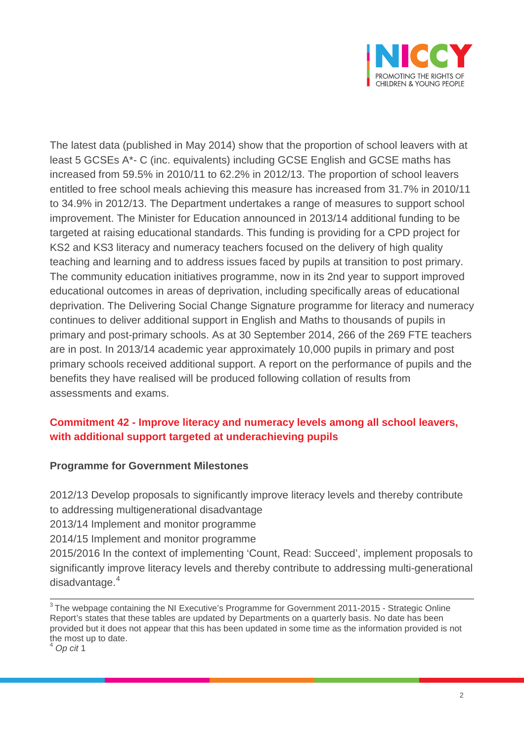The latest data (published in May 2014) show that the proportion of school leavers with at least 5 GCSEs A*- C (inc. equivalents) including GCSE English and GCSE maths has increased from 59.5% in 2010/11 to 62.2% in 2012/13. The proportion of school leavers entitled to free school meals achieving this measure has increased from 31.7% in 2010/11 to 34.9% in 2012/13. The Department undertakes a range of measures to support school improvement. The Minister for Education announced in 2013/14 additional funding to be targeted at raising educational standards. This funding is providing for a CPD project for KS2 and KS3 literacy and numeracy teachers focused on the delivery of high quality teaching and learning and to address issues faced by pupils at transition to post primary. The community education initiatives programme, now in its 2nd year to support improved educational outcomes in areas of deprivation, including specifically areas of educational deprivation. The Delivering Social Change Signature programme for literacy and numeracy continues to deliver additional support in English and Maths to thousands of pupils in primary and post-primary schools. As at 30 September 2014, 266 of the 269 FTE teachers are in post. In 2013/14 academic year approximately 10,000 pupils in primary and post primary schools received additional support. A report on the performance of pupils and the benefits they have realised will be produced following collation of results from assessments and exams.

## Commitment 42 - Improve literacy and numeracy levels among all school leavers, with additional support targeted at underachieving pupils

**Programme for Government Milestones**

2012/13 Develop proposals to significantly improve literacy levels and thereby contribute to addressing multigenerational disadvantage
2013/14 Implement and monitor programme
2014/15 Implement and monitor programme
2015/2016 In the context of implementing 'Count, Read: Succeed', implement proposals to significantly improve literacy levels and thereby contribute to addressing multi-generational disadvantage.[4]

---

[3] The webpage containing the NI Executive's Programme for Government 2011-2015 - Strategic Online Report's states that these tables are updated by Departments on a quarterly basis. No date has been provided but it does not appear that this has been updated in some time as the information provided is not the most up to date.

[4] *Op cit* 1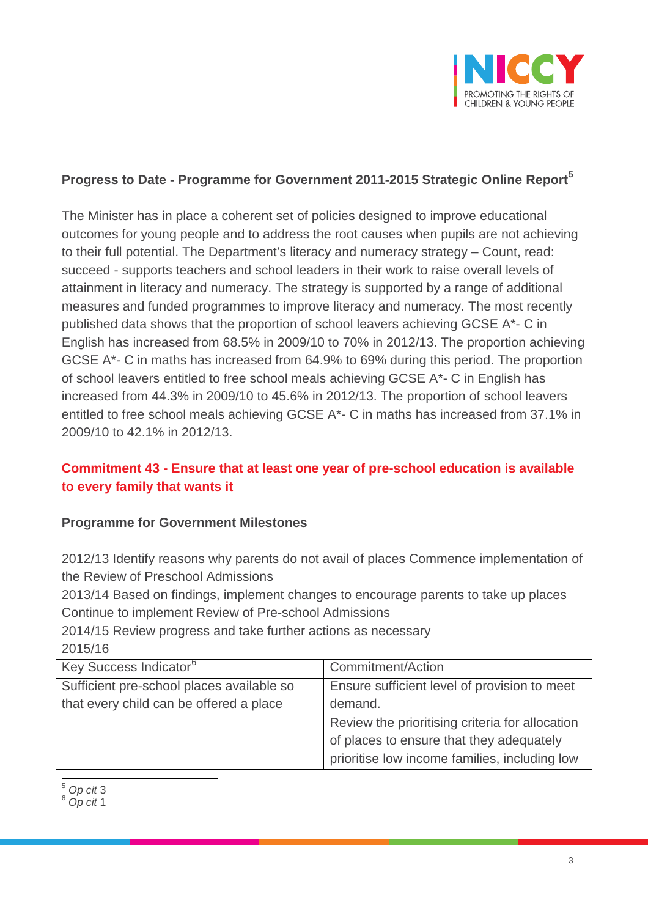### Progress to Date - Programme for Government 2011-2015 Strategic Online Report[5]

The Minister has in place a coherent set of policies designed to improve educational outcomes for young people and to address the root causes when pupils are not achieving to their full potential. The Department's literacy and numeracy strategy – Count, read: succeed - supports teachers and school leaders in their work to raise overall levels of attainment in literacy and numeracy. The strategy is supported by a range of additional measures and funded programmes to improve literacy and numeracy. The most recently published data shows that the proportion of school leavers achieving GCSE A*- C in English has increased from 68.5% in 2009/10 to 70% in 2012/13. The proportion achieving GCSE A*- C in maths has increased from 64.9% to 69% during this period. The proportion of school leavers entitled to free school meals achieving GCSE A*- C in English has increased from 44.3% in 2009/10 to 45.6% in 2012/13. The proportion of school leavers entitled to free school meals achieving GCSE A*- C in maths has increased from 37.1% in 2009/10 to 42.1% in 2012/13.

## Commitment 43 - Ensure that at least one year of pre-school education is available to every family that wants it

### Programme for Government Milestones

2012/13 Identify reasons why parents do not avail of places Commence implementation of the Review of Preschool Admissions
2013/14 Based on findings, implement changes to encourage parents to take up places Continue to implement Review of Pre-school Admissions
2014/15 Review progress and take further actions as necessary
2015/16

| Key Success Indicator[6] | Commitment/Action |
|---|---|
| Sufficient pre-school places available so that every child can be offered a place | Ensure sufficient level of provision to meet demand. |
| | Review the prioritising criteria for allocation of places to ensure that they adequately prioritise low income families, including low |

---

[5] *Op cit* 3
[6] *Op cit* 1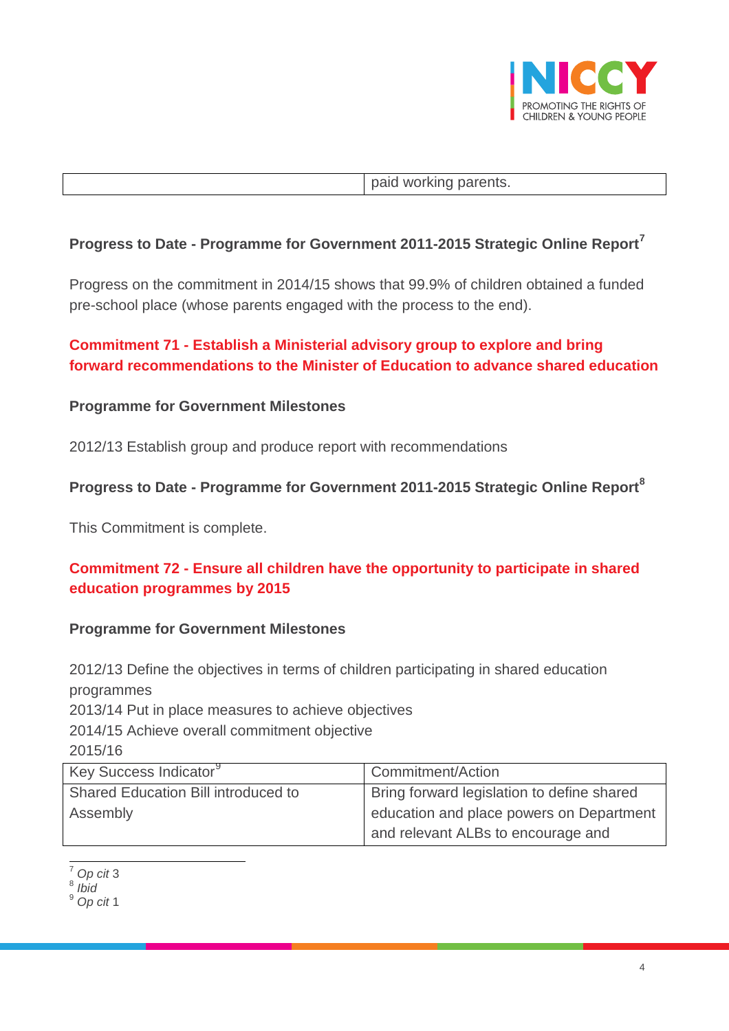| | paid working parents. |
|---|---|

**Progress to Date - Programme for Government 2011-2015 Strategic Online Report**[7]

Progress on the commitment in 2014/15 shows that 99.9% of children obtained a funded pre-school place (whose parents engaged with the process to the end).

## Commitment 71 - Establish a Ministerial advisory group to explore and bring forward recommendations to the Minister of Education to advance shared education

**Programme for Government Milestones**

2012/13 Establish group and produce report with recommendations

**Progress to Date - Programme for Government 2011-2015 Strategic Online Report**[8]

This Commitment is complete.

## Commitment 72 - Ensure all children have the opportunity to participate in shared education programmes by 2015

**Programme for Government Milestones**

2012/13 Define the objectives in terms of children participating in shared education programmes
2013/14 Put in place measures to achieve objectives
2014/15 Achieve overall commitment objective
2015/16

| Key Success Indicator[9] | Commitment/Action |
|---|---|
| Shared Education Bill introduced to Assembly | Bring forward legislation to define shared education and place powers on Department and relevant ALBs to encourage and |

[7] *Op cit* 3
[8] *Ibid*
[9] *Op cit* 1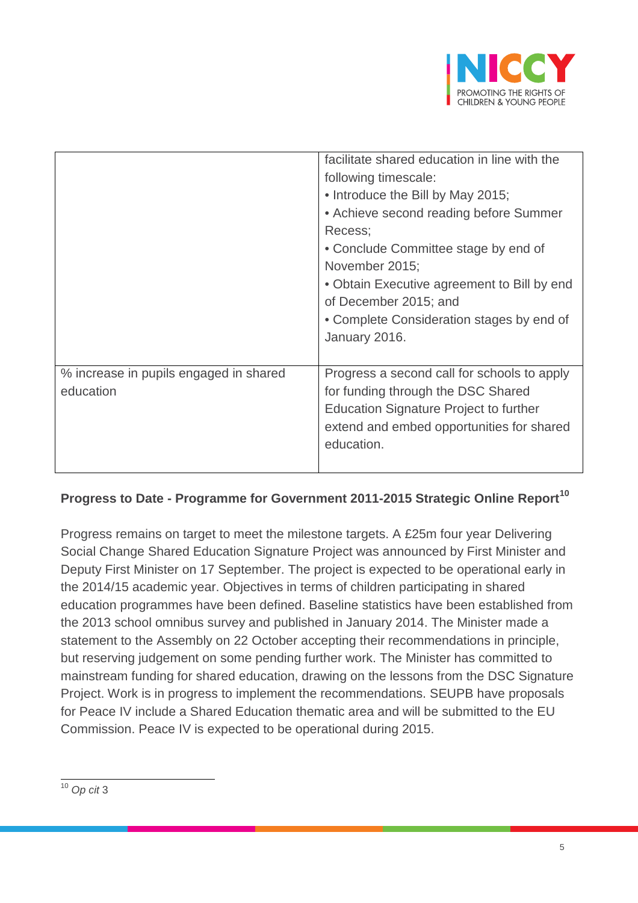|  |  |
|---|---|
|  | facilitate shared education in line with the following timescale:<br>• Introduce the Bill by May 2015;<br>• Achieve second reading before Summer Recess;<br>• Conclude Committee stage by end of November 2015;<br>• Obtain Executive agreement to Bill by end of December 2015; and<br>• Complete Consideration stages by end of January 2016. |
| % increase in pupils engaged in shared education | Progress a second call for schools to apply for funding through the DSC Shared Education Signature Project to further extend and embed opportunities for shared education. |

**Progress to Date - Programme for Government 2011-2015 Strategic Online Report**[10]

Progress remains on target to meet the milestone targets. A £25m four year Delivering Social Change Shared Education Signature Project was announced by First Minister and Deputy First Minister on 17 September. The project is expected to be operational early in the 2014/15 academic year. Objectives in terms of children participating in shared education programmes have been defined. Baseline statistics have been established from the 2013 school omnibus survey and published in January 2014. The Minister made a statement to the Assembly on 22 October accepting their recommendations in principle, but reserving judgement on some pending further work. The Minister has committed to mainstream funding for shared education, drawing on the lessons from the DSC Signature Project. Work is in progress to implement the recommendations. SEUPB have proposals for Peace IV include a Shared Education thematic area and will be submitted to the EU Commission. Peace IV is expected to be operational during 2015.

---

[10] *Op cit* 3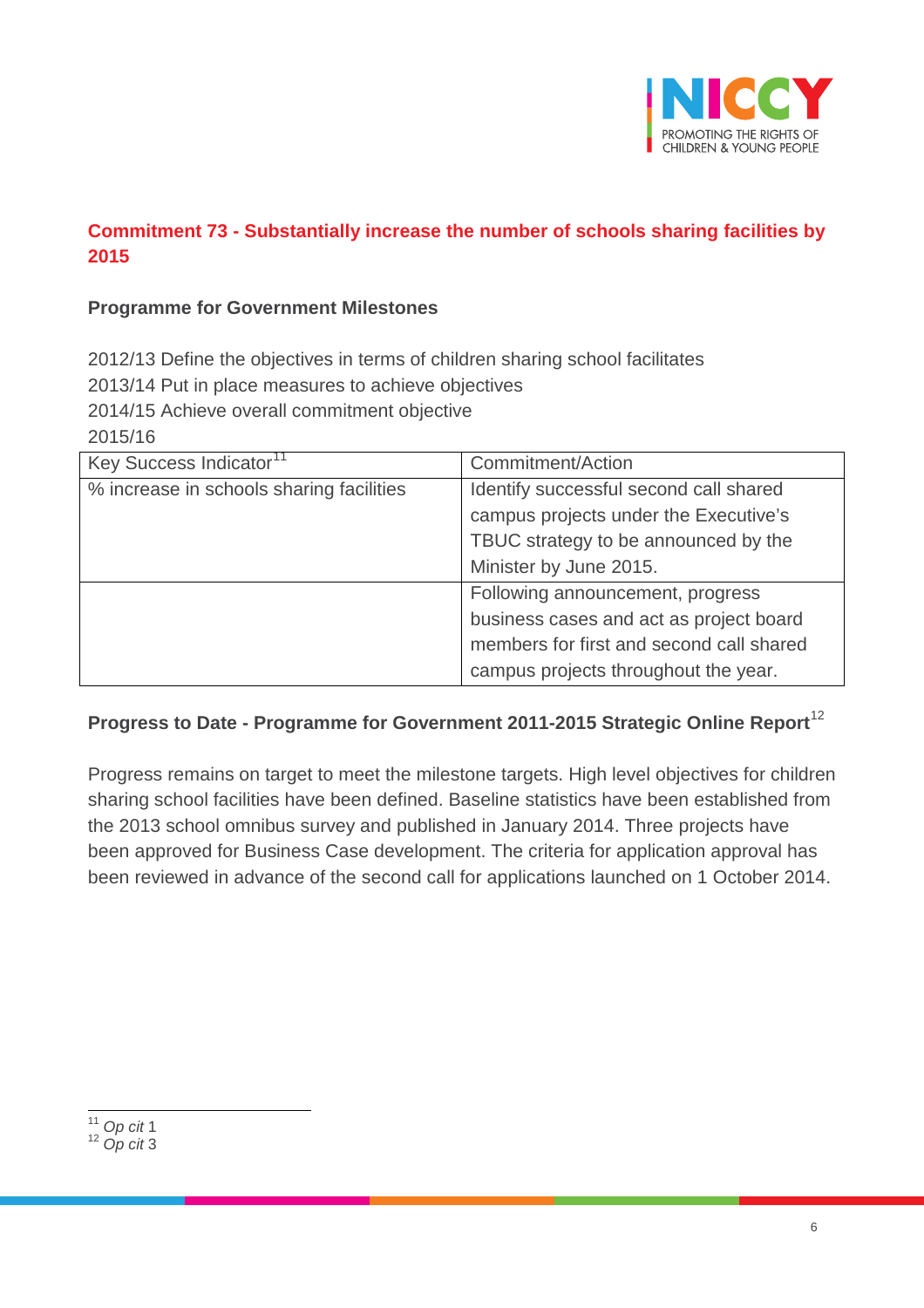## Commitment 73 - Substantially increase the number of schools sharing facilities by 2015

**Programme for Government Milestones**

2012/13 Define the objectives in terms of children sharing school facilitates
2013/14 Put in place measures to achieve objectives
2014/15 Achieve overall commitment objective
2015/16

| Key Success Indicator[11] | Commitment/Action |
|---|---|
| % increase in schools sharing facilities | Identify successful second call shared campus projects under the Executive's TBUC strategy to be announced by the Minister by June 2015. |
| | Following announcement, progress business cases and act as project board members for first and second call shared campus projects throughout the year. |

**Progress to Date - Programme for Government 2011-2015 Strategic Online Report[12]**

Progress remains on target to meet the milestone targets. High level objectives for children sharing school facilities have been defined. Baseline statistics have been established from the 2013 school omnibus survey and published in January 2014. Three projects have been approved for Business Case development. The criteria for application approval has been reviewed in advance of the second call for applications launched on 1 October 2014.

---

[11] *Op cit* 1
[12] *Op cit* 3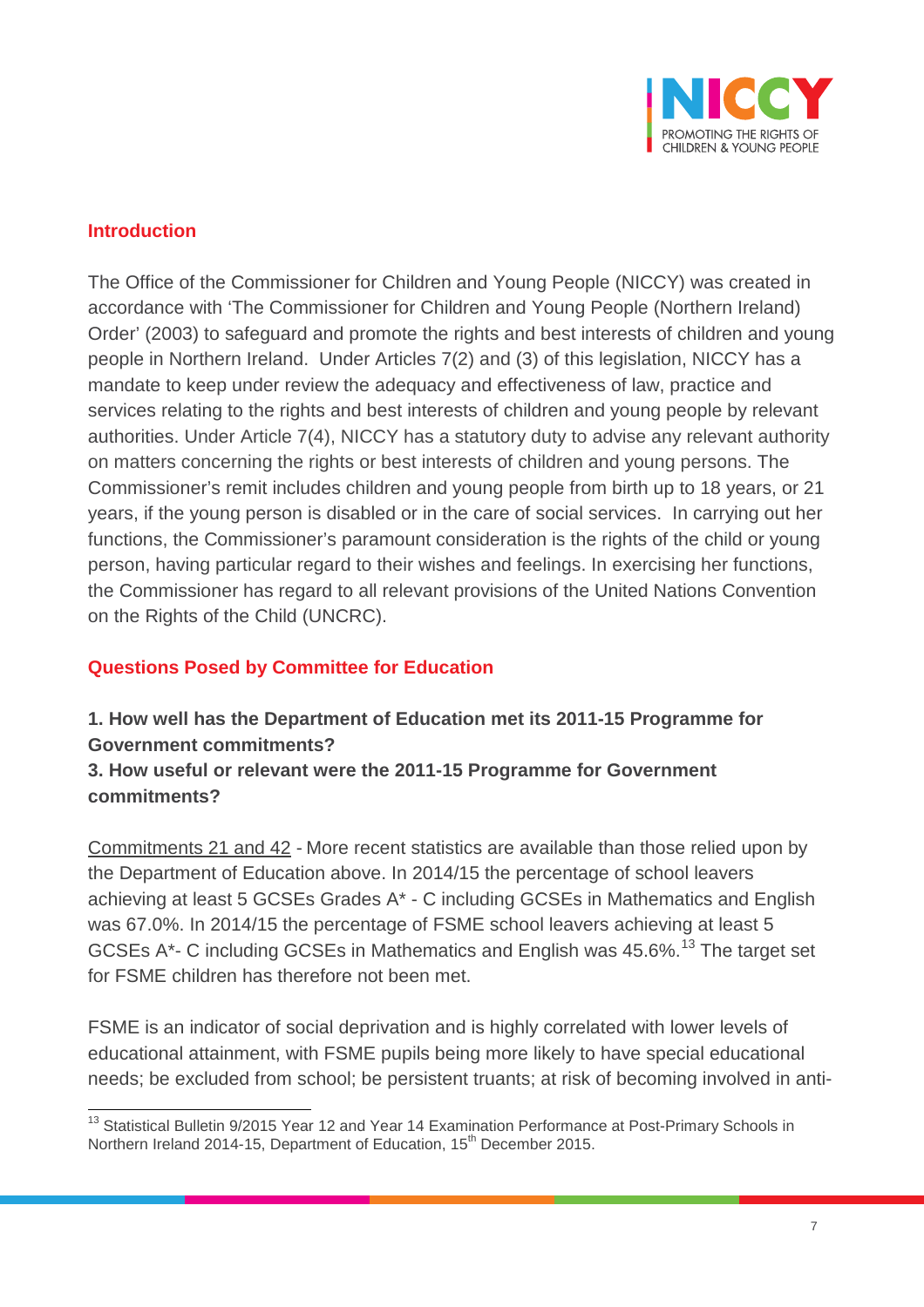## Introduction

The Office of the Commissioner for Children and Young People (NICCY) was created in accordance with 'The Commissioner for Children and Young People (Northern Ireland) Order' (2003) to safeguard and promote the rights and best interests of children and young people in Northern Ireland. Under Articles 7(2) and (3) of this legislation, NICCY has a mandate to keep under review the adequacy and effectiveness of law, practice and services relating to the rights and best interests of children and young people by relevant authorities. Under Article 7(4), NICCY has a statutory duty to advise any relevant authority on matters concerning the rights or best interests of children and young persons. The Commissioner's remit includes children and young people from birth up to 18 years, or 21 years, if the young person is disabled or in the care of social services. In carrying out her functions, the Commissioner's paramount consideration is the rights of the child or young person, having particular regard to their wishes and feelings. In exercising her functions, the Commissioner has regard to all relevant provisions of the United Nations Convention on the Rights of the Child (UNCRC).

## Questions Posed by Committee for Education

**1. How well has the Department of Education met its 2011-15 Programme for Government commitments?**
**3. How useful or relevant were the 2011-15 Programme for Government commitments?**

Commitments 21 and 42 - More recent statistics are available than those relied upon by the Department of Education above. In 2014/15 the percentage of school leavers achieving at least 5 GCSEs Grades A* - C including GCSEs in Mathematics and English was 67.0%. In 2014/15 the percentage of FSME school leavers achieving at least 5 GCSEs A*- C including GCSEs in Mathematics and English was 45.6%.[13] The target set for FSME children has therefore not been met.

FSME is an indicator of social deprivation and is highly correlated with lower levels of educational attainment, with FSME pupils being more likely to have special educational needs; be excluded from school; be persistent truants; at risk of becoming involved in anti-

[13] Statistical Bulletin 9/2015 Year 12 and Year 14 Examination Performance at Post-Primary Schools in Northern Ireland 2014-15, Department of Education, 15th December 2015.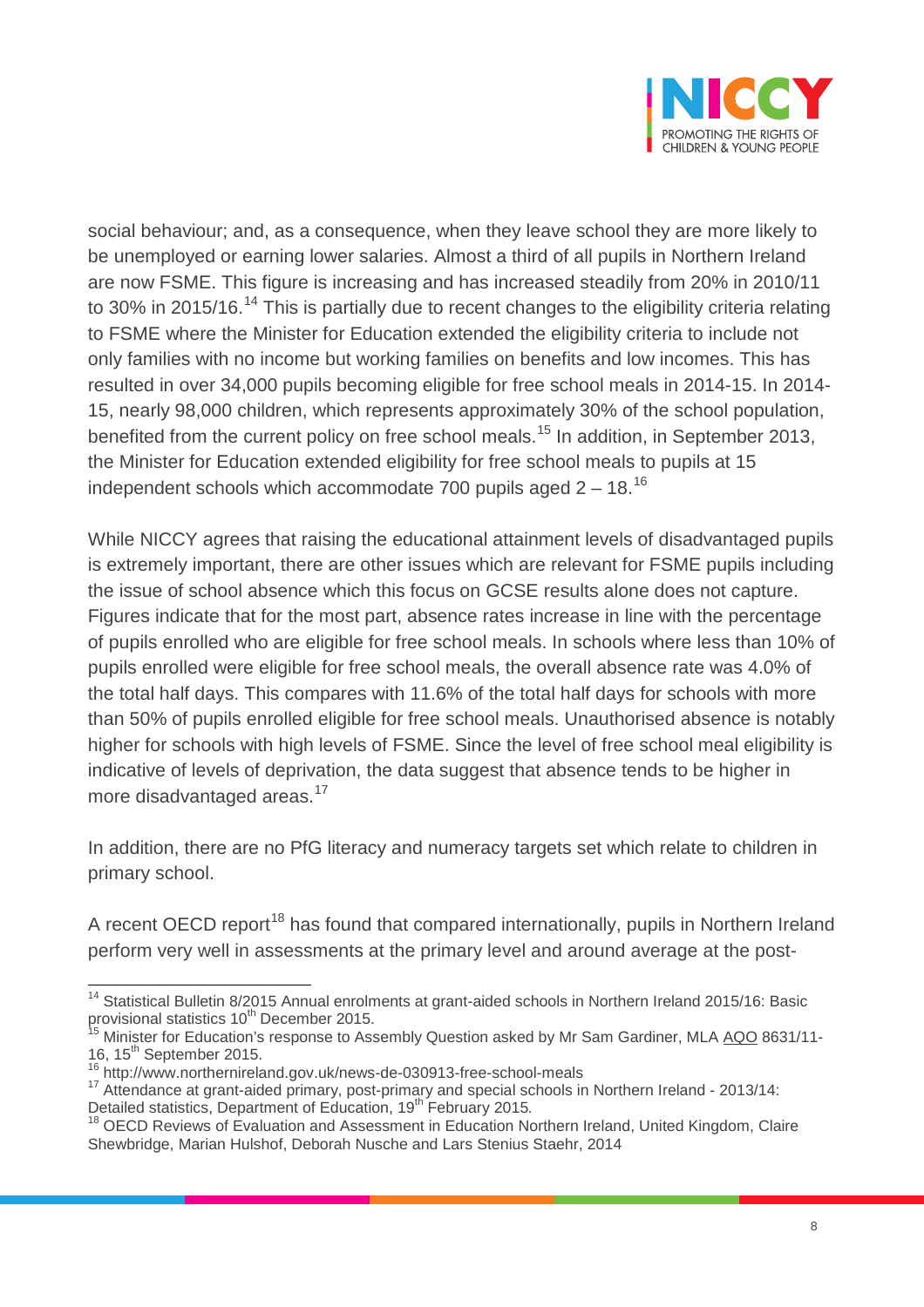social behaviour; and, as a consequence, when they leave school they are more likely to be unemployed or earning lower salaries. Almost a third of all pupils in Northern Ireland are now FSME. This figure is increasing and has increased steadily from 20% in 2010/11 to 30% in 2015/16.[14] This is partially due to recent changes to the eligibility criteria relating to FSME where the Minister for Education extended the eligibility criteria to include not only families with no income but working families on benefits and low incomes. This has resulted in over 34,000 pupils becoming eligible for free school meals in 2014-15. In 2014-15, nearly 98,000 children, which represents approximately 30% of the school population, benefited from the current policy on free school meals.[15] In addition, in September 2013, the Minister for Education extended eligibility for free school meals to pupils at 15 independent schools which accommodate 700 pupils aged 2 – 18.[16]

While NICCY agrees that raising the educational attainment levels of disadvantaged pupils is extremely important, there are other issues which are relevant for FSME pupils including the issue of school absence which this focus on GCSE results alone does not capture. Figures indicate that for the most part, absence rates increase in line with the percentage of pupils enrolled who are eligible for free school meals. In schools where less than 10% of pupils enrolled were eligible for free school meals, the overall absence rate was 4.0% of the total half days. This compares with 11.6% of the total half days for schools with more than 50% of pupils enrolled eligible for free school meals. Unauthorised absence is notably higher for schools with high levels of FSME. Since the level of free school meal eligibility is indicative of levels of deprivation, the data suggest that absence tends to be higher in more disadvantaged areas.[17]

In addition, there are no PfG literacy and numeracy targets set which relate to children in primary school.

A recent OECD report[18] has found that compared internationally, pupils in Northern Ireland perform very well in assessments at the primary level and around average at the post-

---

[14] Statistical Bulletin 8/2015 Annual enrolments at grant-aided schools in Northern Ireland 2015/16: Basic provisional statistics 10th December 2015.

[15] Minister for Education's response to Assembly Question asked by Mr Sam Gardiner, MLA AQO 8631/11-16, 15th September 2015.

[16] http://www.northernireland.gov.uk/news-de-030913-free-school-meals

[17] Attendance at grant-aided primary, post-primary and special schools in Northern Ireland - 2013/14: Detailed statistics, Department of Education, 19th February 2015.

[18] OECD Reviews of Evaluation and Assessment in Education Northern Ireland, United Kingdom, Claire Shewbridge, Marian Hulshof, Deborah Nusche and Lars Stenius Staehr, 2014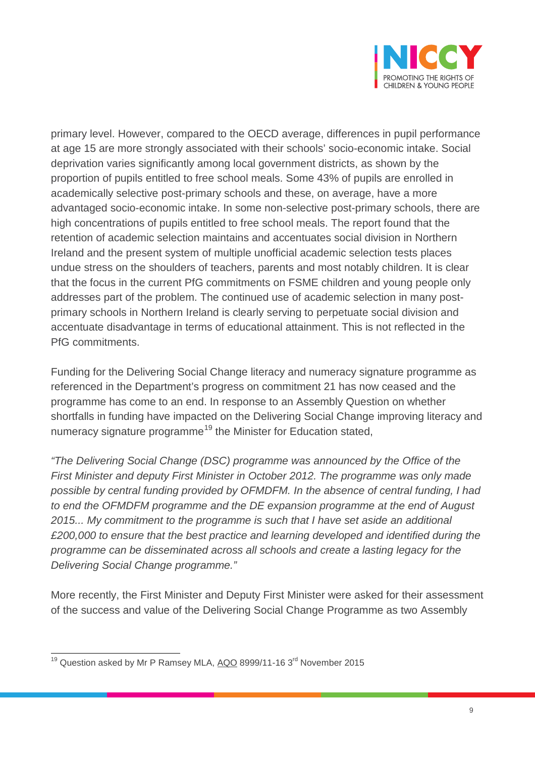primary level. However, compared to the OECD average, differences in pupil performance at age 15 are more strongly associated with their schools' socio-economic intake. Social deprivation varies significantly among local government districts, as shown by the proportion of pupils entitled to free school meals. Some 43% of pupils are enrolled in academically selective post-primary schools and these, on average, have a more advantaged socio-economic intake. In some non-selective post-primary schools, there are high concentrations of pupils entitled to free school meals. The report found that the retention of academic selection maintains and accentuates social division in Northern Ireland and the present system of multiple unofficial academic selection tests places undue stress on the shoulders of teachers, parents and most notably children. It is clear that the focus in the current PfG commitments on FSME children and young people only addresses part of the problem. The continued use of academic selection in many post-primary schools in Northern Ireland is clearly serving to perpetuate social division and accentuate disadvantage in terms of educational attainment. This is not reflected in the PfG commitments.

Funding for the Delivering Social Change literacy and numeracy signature programme as referenced in the Department's progress on commitment 21 has now ceased and the programme has come to an end. In response to an Assembly Question on whether shortfalls in funding have impacted on the Delivering Social Change improving literacy and numeracy signature programme[19] the Minister for Education stated,

*"The Delivering Social Change (DSC) programme was announced by the Office of the First Minister and deputy First Minister in October 2012. The programme was only made possible by central funding provided by OFMDFM. In the absence of central funding, I had to end the OFMDFM programme and the DE expansion programme at the end of August 2015... My commitment to the programme is such that I have set aside an additional £200,000 to ensure that the best practice and learning developed and identified during the programme can be disseminated across all schools and create a lasting legacy for the Delivering Social Change programme."*

More recently, the First Minister and Deputy First Minister were asked for their assessment of the success and value of the Delivering Social Change Programme as two Assembly

[19] Question asked by Mr P Ramsey MLA, AQO 8999/11-16 3rd November 2015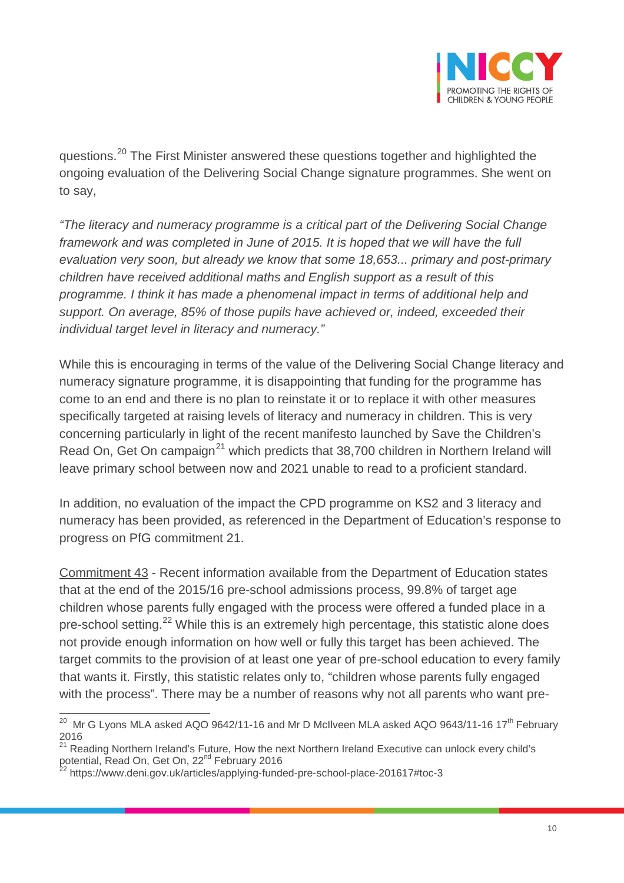questions.[20] The First Minister answered these questions together and highlighted the ongoing evaluation of the Delivering Social Change signature programmes. She went on to say,

*"The literacy and numeracy programme is a critical part of the Delivering Social Change framework and was completed in June of 2015. It is hoped that we will have the full evaluation very soon, but already we know that some 18,653... primary and post-primary children have received additional maths and English support as a result of this programme. I think it has made a phenomenal impact in terms of additional help and support. On average, 85% of those pupils have achieved or, indeed, exceeded their individual target level in literacy and numeracy."*

While this is encouraging in terms of the value of the Delivering Social Change literacy and numeracy signature programme, it is disappointing that funding for the programme has come to an end and there is no plan to reinstate it or to replace it with other measures specifically targeted at raising levels of literacy and numeracy in children. This is very concerning particularly in light of the recent manifesto launched by Save the Children's Read On, Get On campaign[21] which predicts that 38,700 children in Northern Ireland will leave primary school between now and 2021 unable to read to a proficient standard.

In addition, no evaluation of the impact the CPD programme on KS2 and 3 literacy and numeracy has been provided, as referenced in the Department of Education's response to progress on PfG commitment 21.

Commitment 43 - Recent information available from the Department of Education states that at the end of the 2015/16 pre-school admissions process, 99.8% of target age children whose parents fully engaged with the process were offered a funded place in a pre-school setting.[22] While this is an extremely high percentage, this statistic alone does not provide enough information on how well or fully this target has been achieved. The target commits to the provision of at least one year of pre-school education to every family that wants it. Firstly, this statistic relates only to, "children whose parents fully engaged with the process". There may be a number of reasons why not all parents who want pre-

---

[20] Mr G Lyons MLA asked AQO 9642/11-16 and Mr D McIlveen MLA asked AQO 9643/11-16 17th February 2016

[21] Reading Northern Ireland's Future, How the next Northern Ireland Executive can unlock every child's potential, Read On, Get On, 22nd February 2016

[22] https://www.deni.gov.uk/articles/applying-funded-pre-school-place-201617#toc-3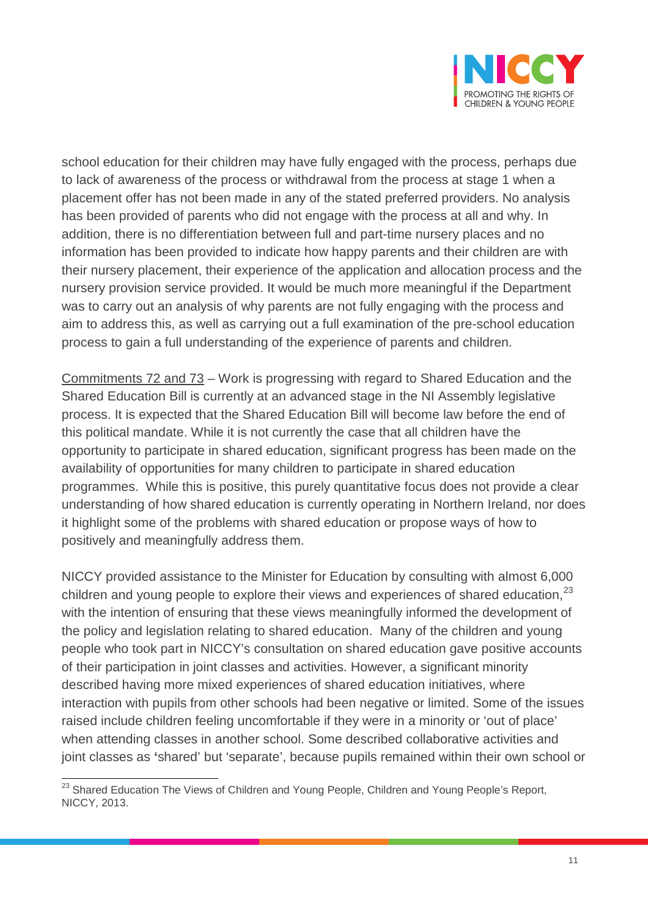school education for their children may have fully engaged with the process, perhaps due to lack of awareness of the process or withdrawal from the process at stage 1 when a placement offer has not been made in any of the stated preferred providers. No analysis has been provided of parents who did not engage with the process at all and why. In addition, there is no differentiation between full and part-time nursery places and no information has been provided to indicate how happy parents and their children are with their nursery placement, their experience of the application and allocation process and the nursery provision service provided. It would be much more meaningful if the Department was to carry out an analysis of why parents are not fully engaging with the process and aim to address this, as well as carrying out a full examination of the pre-school education process to gain a full understanding of the experience of parents and children.

<u>Commitments 72 and 73</u> – Work is progressing with regard to Shared Education and the Shared Education Bill is currently at an advanced stage in the NI Assembly legislative process. It is expected that the Shared Education Bill will become law before the end of this political mandate. While it is not currently the case that all children have the opportunity to participate in shared education, significant progress has been made on the availability of opportunities for many children to participate in shared education programmes. While this is positive, this purely quantitative focus does not provide a clear understanding of how shared education is currently operating in Northern Ireland, nor does it highlight some of the problems with shared education or propose ways of how to positively and meaningfully address them.

NICCY provided assistance to the Minister for Education by consulting with almost 6,000 children and young people to explore their views and experiences of shared education,[23] with the intention of ensuring that these views meaningfully informed the development of the policy and legislation relating to shared education. Many of the children and young people who took part in NICCY's consultation on shared education gave positive accounts of their participation in joint classes and activities. However, a significant minority described having more mixed experiences of shared education initiatives, where interaction with pupils from other schools had been negative or limited. Some of the issues raised include children feeling uncomfortable if they were in a minority or 'out of place' when attending classes in another school. Some described collaborative activities and joint classes as 'shared' but 'separate', because pupils remained within their own school or

[23] Shared Education The Views of Children and Young People, Children and Young People's Report, NICCY, 2013.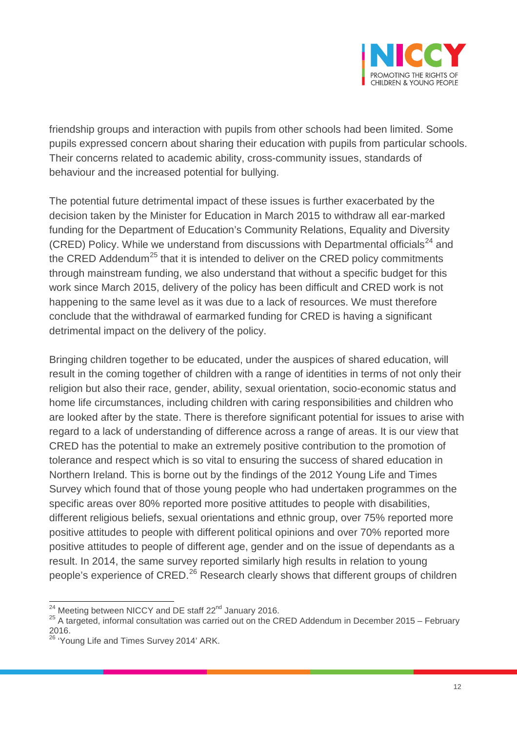friendship groups and interaction with pupils from other schools had been limited. Some pupils expressed concern about sharing their education with pupils from particular schools. Their concerns related to academic ability, cross-community issues, standards of behaviour and the increased potential for bullying.

The potential future detrimental impact of these issues is further exacerbated by the decision taken by the Minister for Education in March 2015 to withdraw all ear-marked funding for the Department of Education's Community Relations, Equality and Diversity (CRED) Policy. While we understand from discussions with Departmental officials[24] and the CRED Addendum[25] that it is intended to deliver on the CRED policy commitments through mainstream funding, we also understand that without a specific budget for this work since March 2015, delivery of the policy has been difficult and CRED work is not happening to the same level as it was due to a lack of resources. We must therefore conclude that the withdrawal of earmarked funding for CRED is having a significant detrimental impact on the delivery of the policy.

Bringing children together to be educated, under the auspices of shared education, will result in the coming together of children with a range of identities in terms of not only their religion but also their race, gender, ability, sexual orientation, socio-economic status and home life circumstances, including children with caring responsibilities and children who are looked after by the state. There is therefore significant potential for issues to arise with regard to a lack of understanding of difference across a range of areas. It is our view that CRED has the potential to make an extremely positive contribution to the promotion of tolerance and respect which is so vital to ensuring the success of shared education in Northern Ireland. This is borne out by the findings of the 2012 Young Life and Times Survey which found that of those young people who had undertaken programmes on the specific areas over 80% reported more positive attitudes to people with disabilities, different religious beliefs, sexual orientations and ethnic group, over 75% reported more positive attitudes to people with different political opinions and over 70% reported more positive attitudes to people of different age, gender and on the issue of dependants as a result. In 2014, the same survey reported similarly high results in relation to young people's experience of CRED.[26] Research clearly shows that different groups of children

---

[24] Meeting between NICCY and DE staff 22nd January 2016.

[25] A targeted, informal consultation was carried out on the CRED Addendum in December 2015 – February 2016.

[26] 'Young Life and Times Survey 2014' ARK.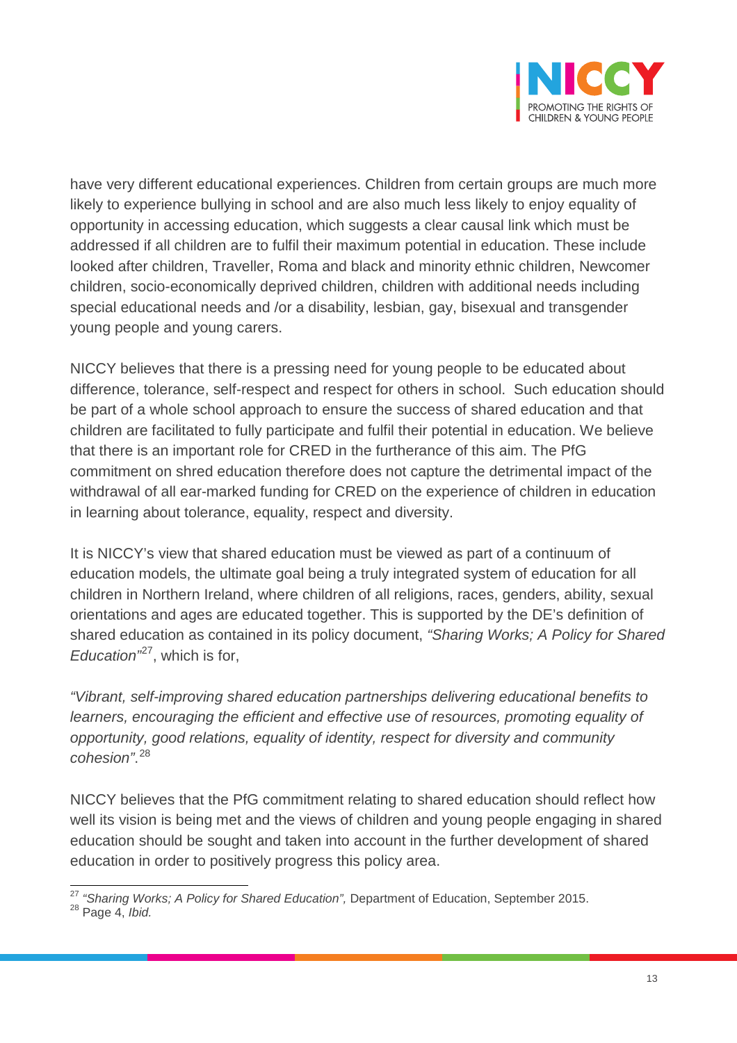have very different educational experiences. Children from certain groups are much more likely to experience bullying in school and are also much less likely to enjoy equality of opportunity in accessing education, which suggests a clear causal link which must be addressed if all children are to fulfil their maximum potential in education. These include looked after children, Traveller, Roma and black and minority ethnic children, Newcomer children, socio-economically deprived children, children with additional needs including special educational needs and /or a disability, lesbian, gay, bisexual and transgender young people and young carers.

NICCY believes that there is a pressing need for young people to be educated about difference, tolerance, self-respect and respect for others in school. Such education should be part of a whole school approach to ensure the success of shared education and that children are facilitated to fully participate and fulfil their potential in education. We believe that there is an important role for CRED in the furtherance of this aim. The PfG commitment on shred education therefore does not capture the detrimental impact of the withdrawal of all ear-marked funding for CRED on the experience of children in education in learning about tolerance, equality, respect and diversity.

It is NICCY's view that shared education must be viewed as part of a continuum of education models, the ultimate goal being a truly integrated system of education for all children in Northern Ireland, where children of all religions, races, genders, ability, sexual orientations and ages are educated together. This is supported by the DE's definition of shared education as contained in its policy document, *"Sharing Works; A Policy for Shared Education"*[27], which is for,

*"Vibrant, self-improving shared education partnerships delivering educational benefits to learners, encouraging the efficient and effective use of resources, promoting equality of opportunity, good relations, equality of identity, respect for diversity and community cohesion"*.[28]

NICCY believes that the PfG commitment relating to shared education should reflect how well its vision is being met and the views of children and young people engaging in shared education should be sought and taken into account in the further development of shared education in order to positively progress this policy area.

---

[27] *"Sharing Works; A Policy for Shared Education",* Department of Education, September 2015.

[28] Page 4, *Ibid.*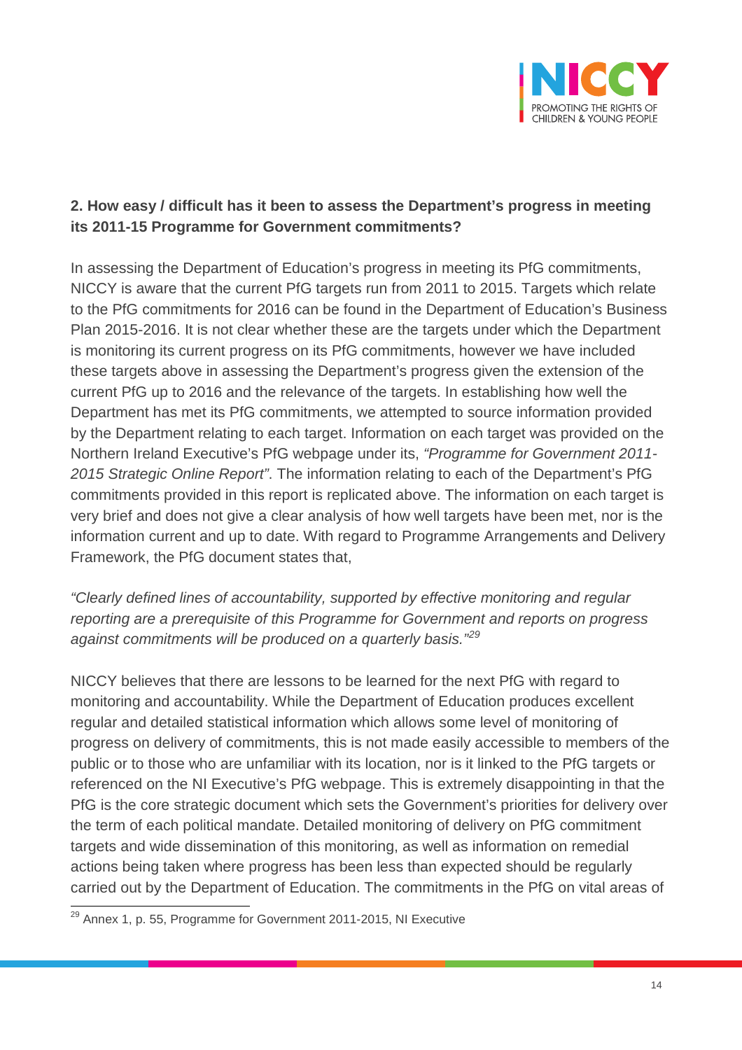**2. How easy / difficult has it been to assess the Department's progress in meeting its 2011-15 Programme for Government commitments?**

In assessing the Department of Education's progress in meeting its PfG commitments, NICCY is aware that the current PfG targets run from 2011 to 2015. Targets which relate to the PfG commitments for 2016 can be found in the Department of Education's Business Plan 2015-2016. It is not clear whether these are the targets under which the Department is monitoring its current progress on its PfG commitments, however we have included these targets above in assessing the Department's progress given the extension of the current PfG up to 2016 and the relevance of the targets. In establishing how well the Department has met its PfG commitments, we attempted to source information provided by the Department relating to each target. Information on each target was provided on the Northern Ireland Executive's PfG webpage under its, *"Programme for Government 2011-2015 Strategic Online Report"*. The information relating to each of the Department's PfG commitments provided in this report is replicated above. The information on each target is very brief and does not give a clear analysis of how well targets have been met, nor is the information current and up to date. With regard to Programme Arrangements and Delivery Framework, the PfG document states that,

*"Clearly defined lines of accountability, supported by effective monitoring and regular reporting are a prerequisite of this Programme for Government and reports on progress against commitments will be produced on a quarterly basis."*[29]

NICCY believes that there are lessons to be learned for the next PfG with regard to monitoring and accountability. While the Department of Education produces excellent regular and detailed statistical information which allows some level of monitoring of progress on delivery of commitments, this is not made easily accessible to members of the public or to those who are unfamiliar with its location, nor is it linked to the PfG targets or referenced on the NI Executive's PfG webpage. This is extremely disappointing in that the PfG is the core strategic document which sets the Government's priorities for delivery over the term of each political mandate. Detailed monitoring of delivery on PfG commitment targets and wide dissemination of this monitoring, as well as information on remedial actions being taken where progress has been less than expected should be regularly carried out by the Department of Education. The commitments in the PfG on vital areas of

---

[29] Annex 1, p. 55, Programme for Government 2011-2015, NI Executive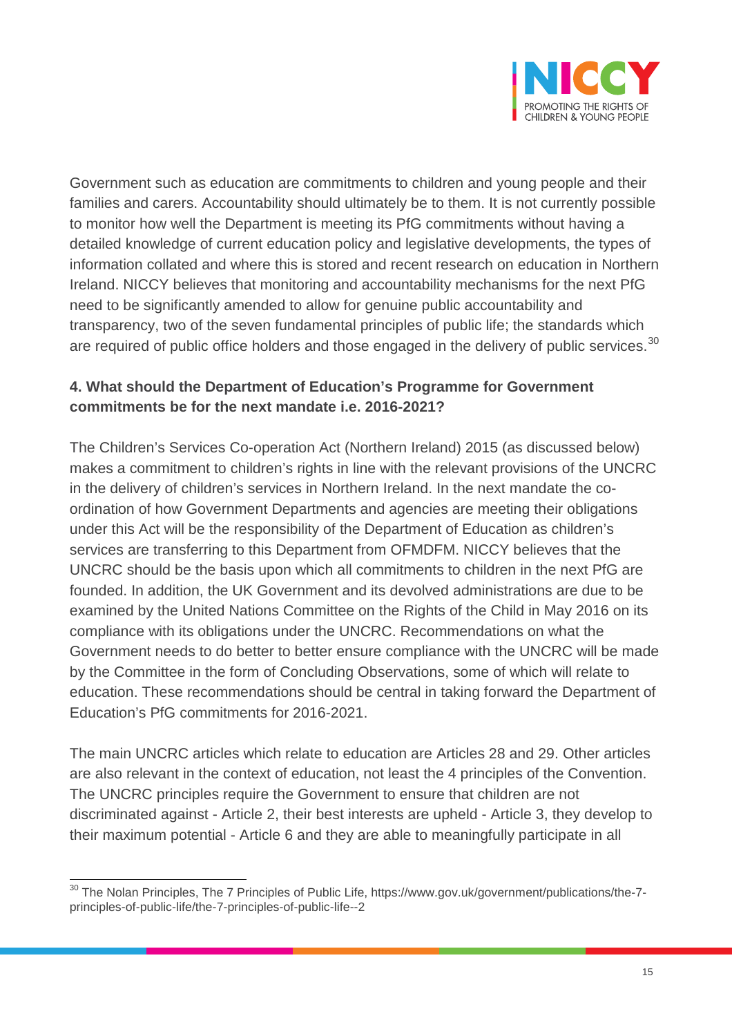Government such as education are commitments to children and young people and their families and carers. Accountability should ultimately be to them. It is not currently possible to monitor how well the Department is meeting its PfG commitments without having a detailed knowledge of current education policy and legislative developments, the types of information collated and where this is stored and recent research on education in Northern Ireland. NICCY believes that monitoring and accountability mechanisms for the next PfG need to be significantly amended to allow for genuine public accountability and transparency, two of the seven fundamental principles of public life; the standards which are required of public office holders and those engaged in the delivery of public services.[30]

**4. What should the Department of Education's Programme for Government commitments be for the next mandate i.e. 2016-2021?**

The Children's Services Co-operation Act (Northern Ireland) 2015 (as discussed below) makes a commitment to children's rights in line with the relevant provisions of the UNCRC in the delivery of children's services in Northern Ireland. In the next mandate the co-ordination of how Government Departments and agencies are meeting their obligations under this Act will be the responsibility of the Department of Education as children's services are transferring to this Department from OFMDFM. NICCY believes that the UNCRC should be the basis upon which all commitments to children in the next PfG are founded. In addition, the UK Government and its devolved administrations are due to be examined by the United Nations Committee on the Rights of the Child in May 2016 on its compliance with its obligations under the UNCRC. Recommendations on what the Government needs to do better to better ensure compliance with the UNCRC will be made by the Committee in the form of Concluding Observations, some of which will relate to education. These recommendations should be central in taking forward the Department of Education's PfG commitments for 2016-2021.

The main UNCRC articles which relate to education are Articles 28 and 29. Other articles are also relevant in the context of education, not least the 4 principles of the Convention. The UNCRC principles require the Government to ensure that children are not discriminated against - Article 2, their best interests are upheld - Article 3, they develop to their maximum potential - Article 6 and they are able to meaningfully participate in all

---

[30] The Nolan Principles, The 7 Principles of Public Life, https://www.gov.uk/government/publications/the-7-principles-of-public-life/the-7-principles-of-public-life--2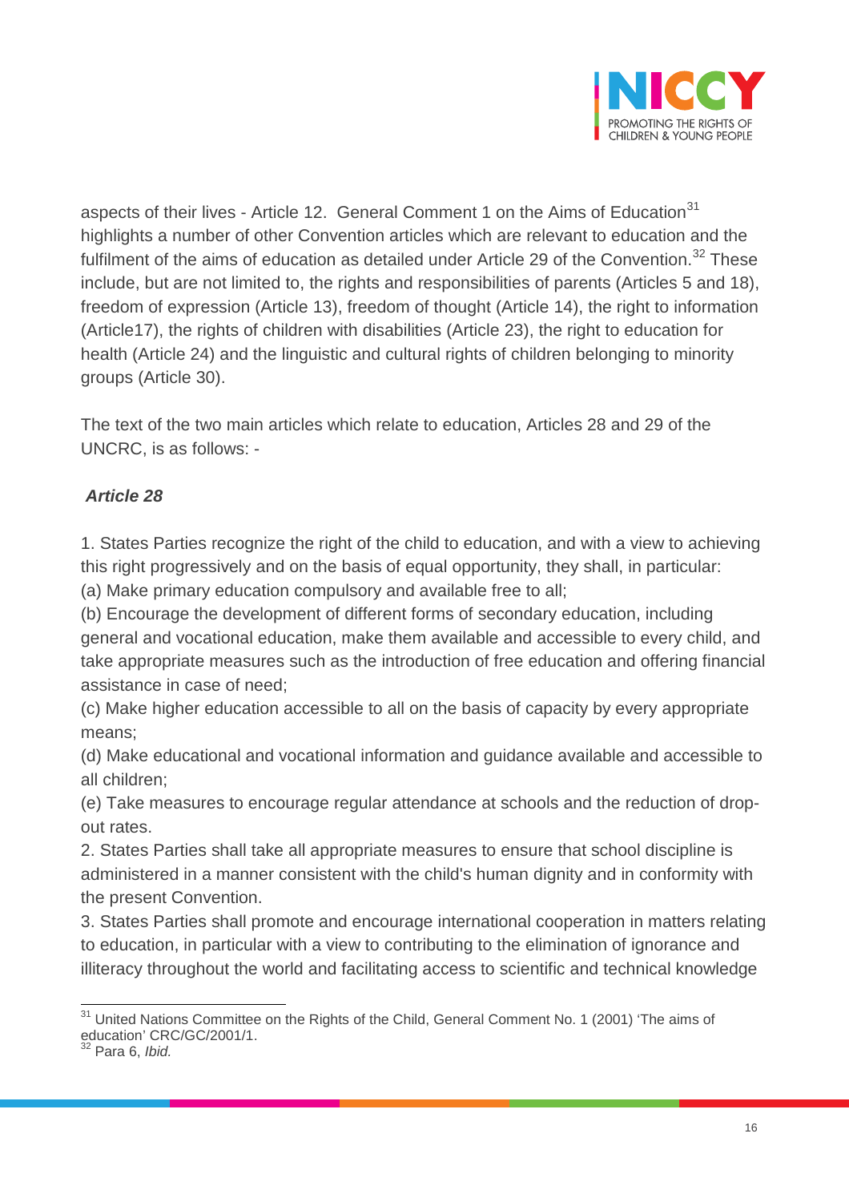aspects of their lives - Article 12. General Comment 1 on the Aims of Education[31] highlights a number of other Convention articles which are relevant to education and the fulfilment of the aims of education as detailed under Article 29 of the Convention.[32] These include, but are not limited to, the rights and responsibilities of parents (Articles 5 and 18), freedom of expression (Article 13), freedom of thought (Article 14), the right to information (Article17), the rights of children with disabilities (Article 23), the right to education for health (Article 24) and the linguistic and cultural rights of children belonging to minority groups (Article 30).

The text of the two main articles which relate to education, Articles 28 and 29 of the UNCRC, is as follows: -

***Article 28***

1. States Parties recognize the right of the child to education, and with a view to achieving this right progressively and on the basis of equal opportunity, they shall, in particular:
(a) Make primary education compulsory and available free to all;
(b) Encourage the development of different forms of secondary education, including general and vocational education, make them available and accessible to every child, and take appropriate measures such as the introduction of free education and offering financial assistance in case of need;
(c) Make higher education accessible to all on the basis of capacity by every appropriate means;
(d) Make educational and vocational information and guidance available and accessible to all children;
(e) Take measures to encourage regular attendance at schools and the reduction of drop-out rates.
2. States Parties shall take all appropriate measures to ensure that school discipline is administered in a manner consistent with the child's human dignity and in conformity with the present Convention.
3. States Parties shall promote and encourage international cooperation in matters relating to education, in particular with a view to contributing to the elimination of ignorance and illiteracy throughout the world and facilitating access to scientific and technical knowledge

---

[31] United Nations Committee on the Rights of the Child, General Comment No. 1 (2001) 'The aims of education' CRC/GC/2001/1.
[32] Para 6, *Ibid.*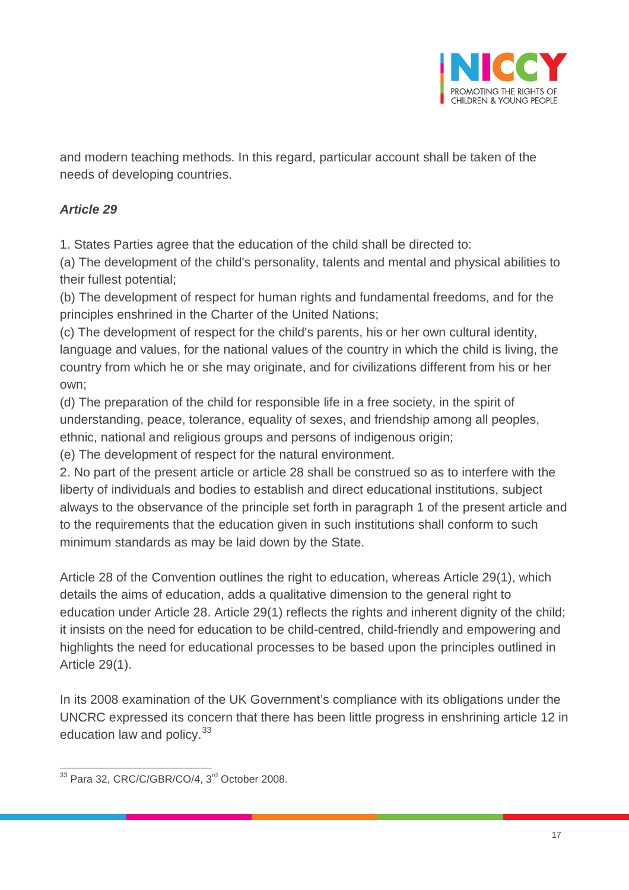and modern teaching methods. In this regard, particular account shall be taken of the needs of developing countries.

***Article 29***

1. States Parties agree that the education of the child shall be directed to:
(a) The development of the child's personality, talents and mental and physical abilities to their fullest potential;
(b) The development of respect for human rights and fundamental freedoms, and for the principles enshrined in the Charter of the United Nations;
(c) The development of respect for the child's parents, his or her own cultural identity, language and values, for the national values of the country in which the child is living, the country from which he or she may originate, and for civilizations different from his or her own;
(d) The preparation of the child for responsible life in a free society, in the spirit of understanding, peace, tolerance, equality of sexes, and friendship among all peoples, ethnic, national and religious groups and persons of indigenous origin;
(e) The development of respect for the natural environment.
2. No part of the present article or article 28 shall be construed so as to interfere with the liberty of individuals and bodies to establish and direct educational institutions, subject always to the observance of the principle set forth in paragraph 1 of the present article and to the requirements that the education given in such institutions shall conform to such minimum standards as may be laid down by the State.

Article 28 of the Convention outlines the right to education, whereas Article 29(1), which details the aims of education, adds a qualitative dimension to the general right to education under Article 28. Article 29(1) reflects the rights and inherent dignity of the child; it insists on the need for education to be child-centred, child-friendly and empowering and highlights the need for educational processes to be based upon the principles outlined in Article 29(1).

In its 2008 examination of the UK Government's compliance with its obligations under the UNCRC expressed its concern that there has been little progress in enshrining article 12 in education law and policy.[33]

---

[33] Para 32, CRC/C/GBR/CO/4, 3rd October 2008.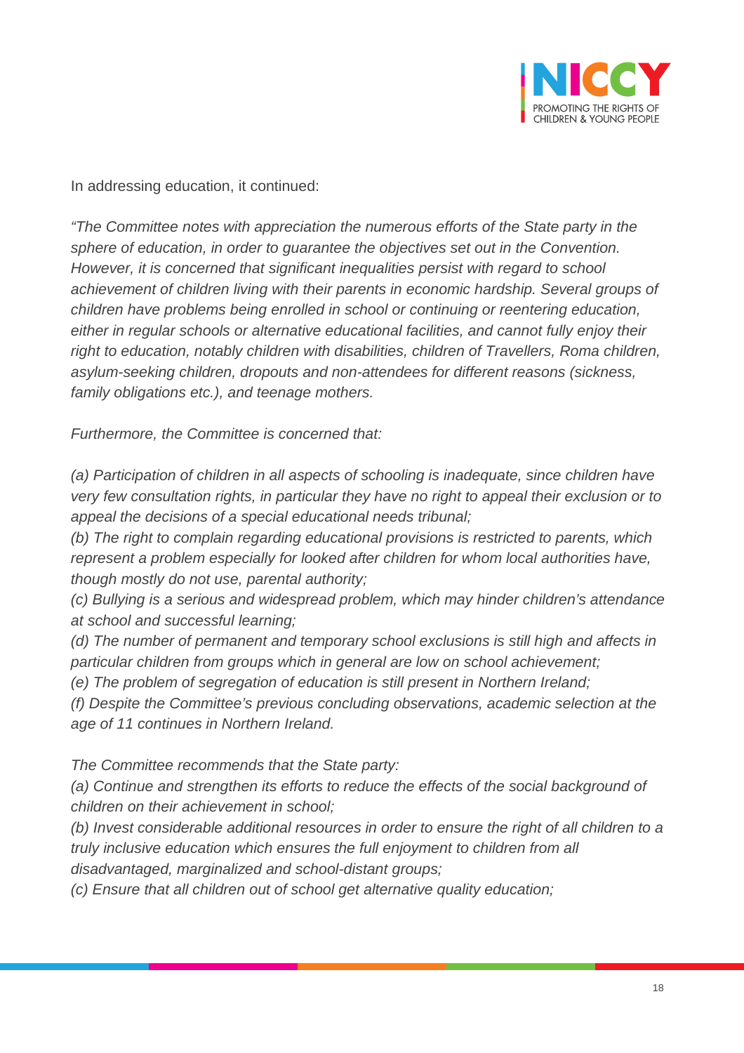In addressing education, it continued:

*"The Committee notes with appreciation the numerous efforts of the State party in the sphere of education, in order to guarantee the objectives set out in the Convention. However, it is concerned that significant inequalities persist with regard to school achievement of children living with their parents in economic hardship. Several groups of children have problems being enrolled in school or continuing or reentering education, either in regular schools or alternative educational facilities, and cannot fully enjoy their right to education, notably children with disabilities, children of Travellers, Roma children, asylum-seeking children, dropouts and non-attendees for different reasons (sickness, family obligations etc.), and teenage mothers.*

*Furthermore, the Committee is concerned that:*

*(a) Participation of children in all aspects of schooling is inadequate, since children have very few consultation rights, in particular they have no right to appeal their exclusion or to appeal the decisions of a special educational needs tribunal;*
*(b) The right to complain regarding educational provisions is restricted to parents, which represent a problem especially for looked after children for whom local authorities have, though mostly do not use, parental authority;*
*(c) Bullying is a serious and widespread problem, which may hinder children's attendance at school and successful learning;*
*(d) The number of permanent and temporary school exclusions is still high and affects in particular children from groups which in general are low on school achievement;*
*(e) The problem of segregation of education is still present in Northern Ireland;*
*(f) Despite the Committee's previous concluding observations, academic selection at the age of 11 continues in Northern Ireland.*

*The Committee recommends that the State party:*
*(a) Continue and strengthen its efforts to reduce the effects of the social background of children on their achievement in school;*
*(b) Invest considerable additional resources in order to ensure the right of all children to a truly inclusive education which ensures the full enjoyment to children from all disadvantaged, marginalized and school-distant groups;*
*(c) Ensure that all children out of school get alternative quality education;*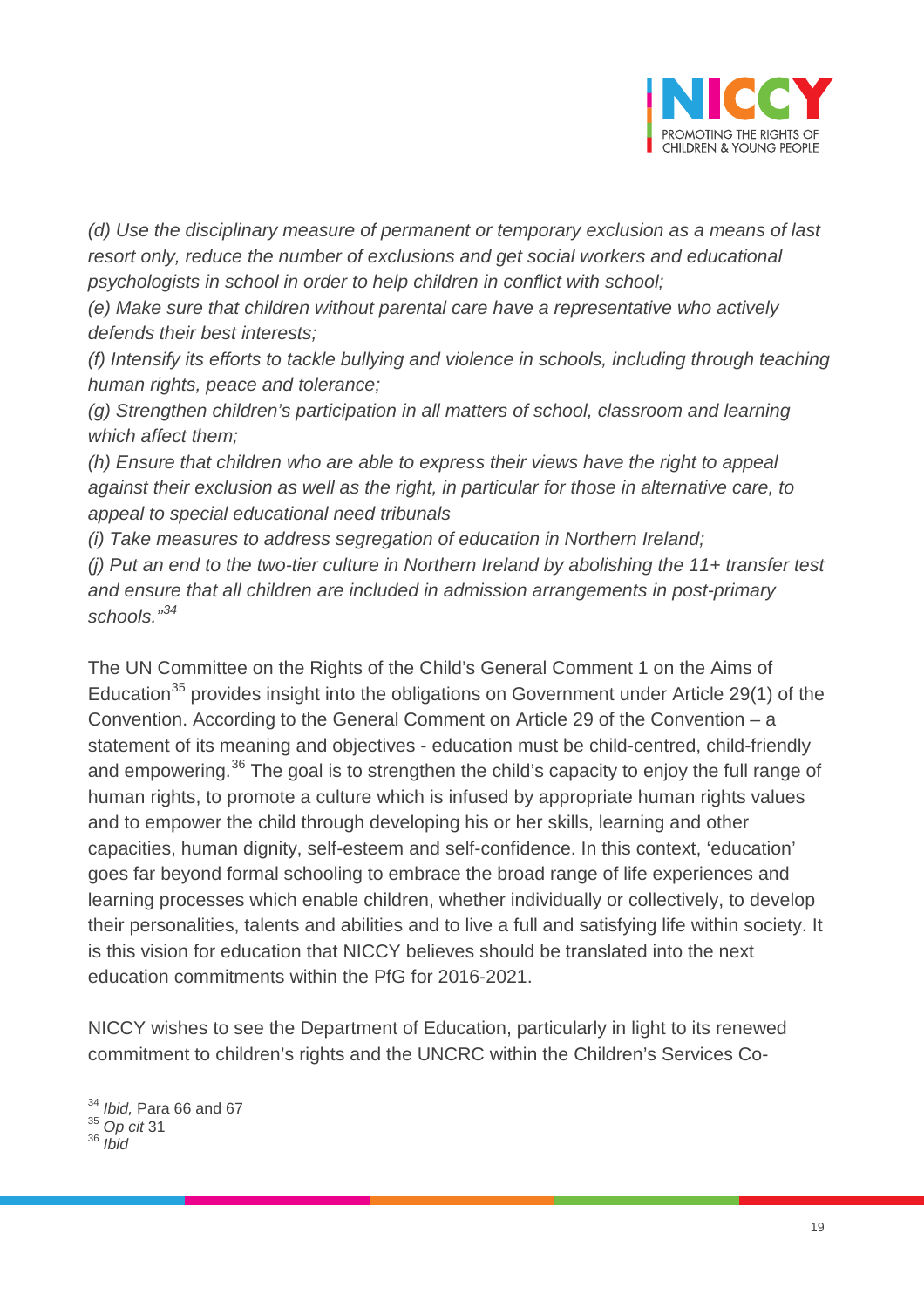*(d) Use the disciplinary measure of permanent or temporary exclusion as a means of last resort only, reduce the number of exclusions and get social workers and educational psychologists in school in order to help children in conflict with school;*
*(e) Make sure that children without parental care have a representative who actively defends their best interests;*
*(f) Intensify its efforts to tackle bullying and violence in schools, including through teaching human rights, peace and tolerance;*
*(g) Strengthen children's participation in all matters of school, classroom and learning which affect them;*
*(h) Ensure that children who are able to express their views have the right to appeal against their exclusion as well as the right, in particular for those in alternative care, to appeal to special educational need tribunals*
*(i) Take measures to address segregation of education in Northern Ireland;*
*(j) Put an end to the two-tier culture in Northern Ireland by abolishing the 11+ transfer test and ensure that all children are included in admission arrangements in post-primary schools."*[34]

The UN Committee on the Rights of the Child's General Comment 1 on the Aims of Education[35] provides insight into the obligations on Government under Article 29(1) of the Convention. According to the General Comment on Article 29 of the Convention – a statement of its meaning and objectives - education must be child-centred, child-friendly and empowering.[36] The goal is to strengthen the child's capacity to enjoy the full range of human rights, to promote a culture which is infused by appropriate human rights values and to empower the child through developing his or her skills, learning and other capacities, human dignity, self-esteem and self-confidence. In this context, 'education' goes far beyond formal schooling to embrace the broad range of life experiences and learning processes which enable children, whether individually or collectively, to develop their personalities, talents and abilities and to live a full and satisfying life within society. It is this vision for education that NICCY believes should be translated into the next education commitments within the PfG for 2016-2021.

NICCY wishes to see the Department of Education, particularly in light to its renewed commitment to children's rights and the UNCRC within the Children's Services Co-

---

[34] *Ibid,* Para 66 and 67
[35] *Op cit* 31
[36] *Ibid*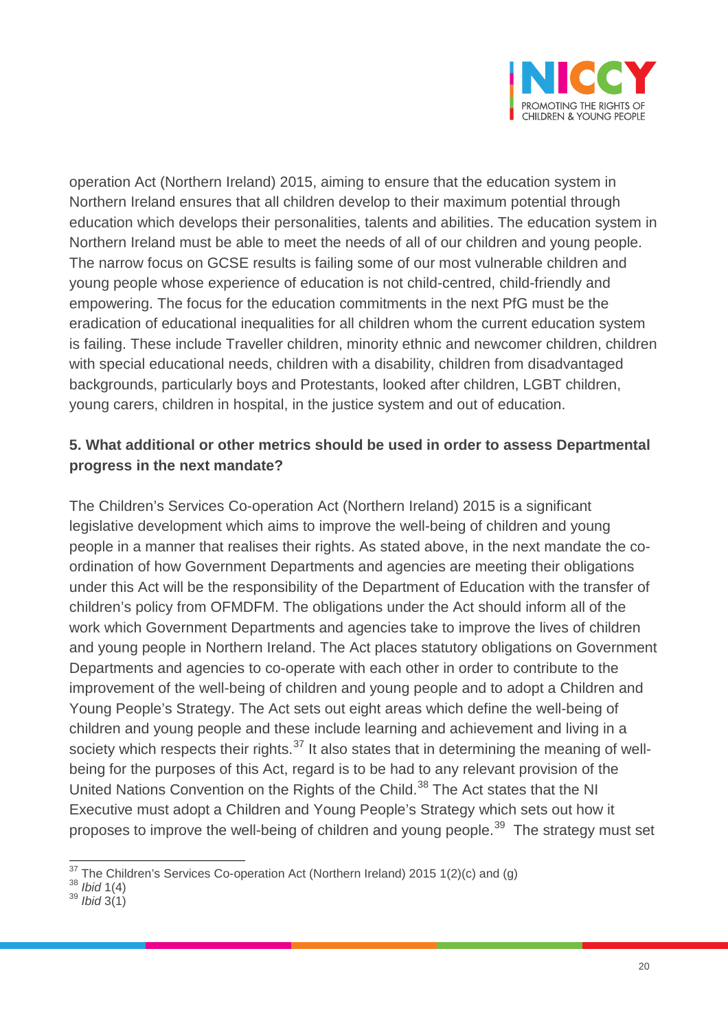operation Act (Northern Ireland) 2015, aiming to ensure that the education system in Northern Ireland ensures that all children develop to their maximum potential through education which develops their personalities, talents and abilities. The education system in Northern Ireland must be able to meet the needs of all of our children and young people. The narrow focus on GCSE results is failing some of our most vulnerable children and young people whose experience of education is not child-centred, child-friendly and empowering. The focus for the education commitments in the next PfG must be the eradication of educational inequalities for all children whom the current education system is failing. These include Traveller children, minority ethnic and newcomer children, children with special educational needs, children with a disability, children from disadvantaged backgrounds, particularly boys and Protestants, looked after children, LGBT children, young carers, children in hospital, in the justice system and out of education.

**5. What additional or other metrics should be used in order to assess Departmental progress in the next mandate?**

The Children's Services Co-operation Act (Northern Ireland) 2015 is a significant legislative development which aims to improve the well-being of children and young people in a manner that realises their rights. As stated above, in the next mandate the co-ordination of how Government Departments and agencies are meeting their obligations under this Act will be the responsibility of the Department of Education with the transfer of children's policy from OFMDFM. The obligations under the Act should inform all of the work which Government Departments and agencies take to improve the lives of children and young people in Northern Ireland. The Act places statutory obligations on Government Departments and agencies to co-operate with each other in order to contribute to the improvement of the well-being of children and young people and to adopt a Children and Young People's Strategy. The Act sets out eight areas which define the well-being of children and young people and these include learning and achievement and living in a society which respects their rights.[37] It also states that in determining the meaning of well-being for the purposes of this Act, regard is to be had to any relevant provision of the United Nations Convention on the Rights of the Child.[38] The Act states that the NI Executive must adopt a Children and Young People's Strategy which sets out how it proposes to improve the well-being of children and young people.[39] The strategy must set

---

[37] The Children's Services Co-operation Act (Northern Ireland) 2015 1(2)(c) and (g)
[38] *Ibid* 1(4)
[39] *Ibid* 3(1)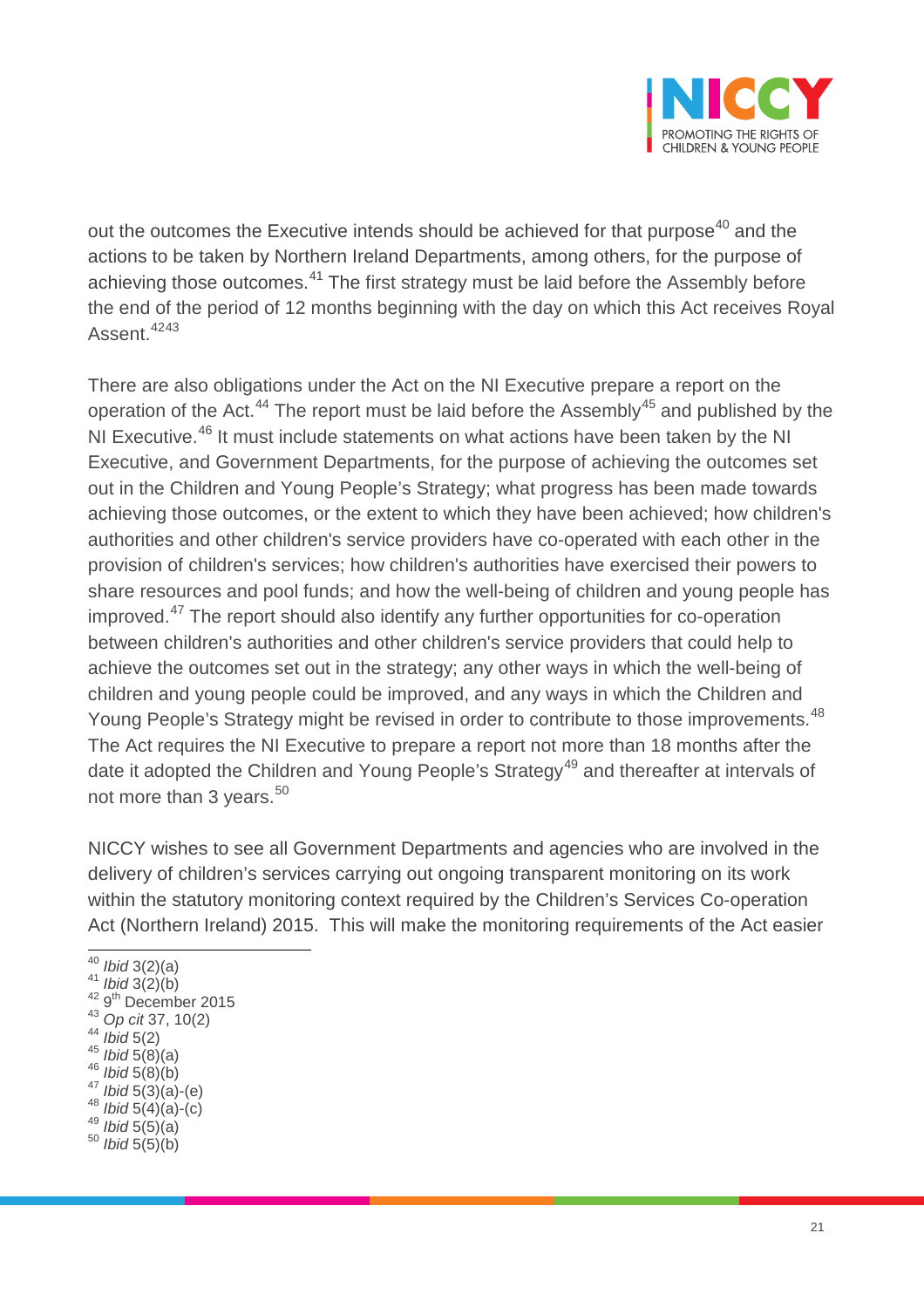out the outcomes the Executive intends should be achieved for that purpose[40] and the actions to be taken by Northern Ireland Departments, among others, for the purpose of achieving those outcomes.[41] The first strategy must be laid before the Assembly before the end of the period of 12 months beginning with the day on which this Act receives Royal Assent.[42][43]

There are also obligations under the Act on the NI Executive prepare a report on the operation of the Act.[44] The report must be laid before the Assembly[45] and published by the NI Executive.[46] It must include statements on what actions have been taken by the NI Executive, and Government Departments, for the purpose of achieving the outcomes set out in the Children and Young People's Strategy; what progress has been made towards achieving those outcomes, or the extent to which they have been achieved; how children's authorities and other children's service providers have co-operated with each other in the provision of children's services; how children's authorities have exercised their powers to share resources and pool funds; and how the well-being of children and young people has improved.[47] The report should also identify any further opportunities for co-operation between children's authorities and other children's service providers that could help to achieve the outcomes set out in the strategy; any other ways in which the well-being of children and young people could be improved, and any ways in which the Children and Young People's Strategy might be revised in order to contribute to those improvements.[48] The Act requires the NI Executive to prepare a report not more than 18 months after the date it adopted the Children and Young People's Strategy[49] and thereafter at intervals of not more than 3 years.[50]

NICCY wishes to see all Government Departments and agencies who are involved in the delivery of children's services carrying out ongoing transparent monitoring on its work within the statutory monitoring context required by the Children's Services Co-operation Act (Northern Ireland) 2015. This will make the monitoring requirements of the Act easier

---

[40] *Ibid* 3(2)(a)
[41] *Ibid* 3(2)(b)
[42] 9th December 2015
[43] *Op cit* 37, 10(2)
[44] *Ibid* 5(2)
[45] *Ibid* 5(8)(a)
[46] *Ibid* 5(8)(b)
[47] *Ibid* 5(3)(a)-(e)
[48] *Ibid* 5(4)(a)-(c)
[49] *Ibid* 5(5)(a)
[50] *Ibid* 5(5)(b)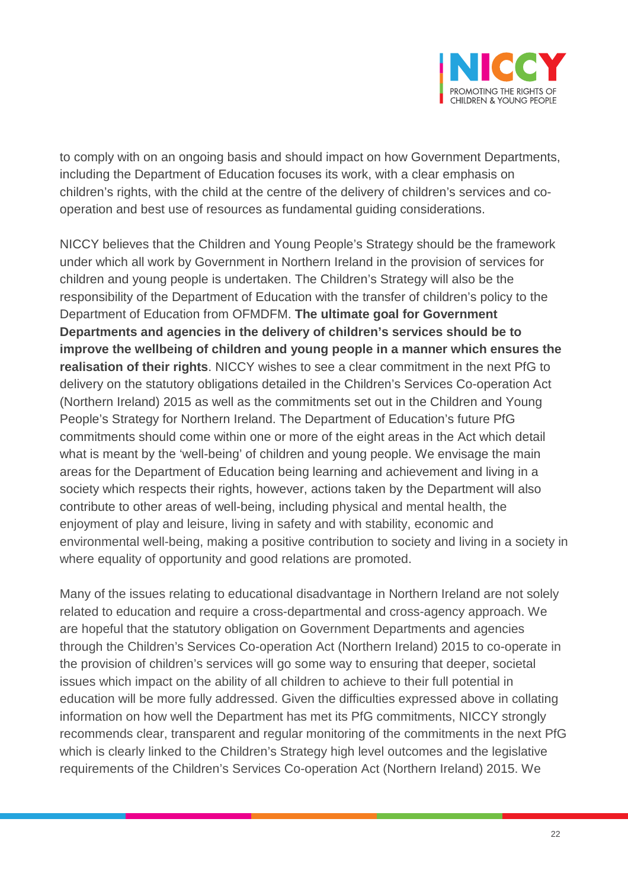to comply with on an ongoing basis and should impact on how Government Departments, including the Department of Education focuses its work, with a clear emphasis on children's rights, with the child at the centre of the delivery of children's services and co-operation and best use of resources as fundamental guiding considerations.

NICCY believes that the Children and Young People's Strategy should be the framework under which all work by Government in Northern Ireland in the provision of services for children and young people is undertaken. The Children's Strategy will also be the responsibility of the Department of Education with the transfer of children's policy to the Department of Education from OFMDFM. **The ultimate goal for Government Departments and agencies in the delivery of children's services should be to improve the wellbeing of children and young people in a manner which ensures the realisation of their rights**. NICCY wishes to see a clear commitment in the next PfG to delivery on the statutory obligations detailed in the Children's Services Co-operation Act (Northern Ireland) 2015 as well as the commitments set out in the Children and Young People's Strategy for Northern Ireland. The Department of Education's future PfG commitments should come within one or more of the eight areas in the Act which detail what is meant by the 'well-being' of children and young people. We envisage the main areas for the Department of Education being learning and achievement and living in a society which respects their rights, however, actions taken by the Department will also contribute to other areas of well-being, including physical and mental health, the enjoyment of play and leisure, living in safety and with stability, economic and environmental well-being, making a positive contribution to society and living in a society in where equality of opportunity and good relations are promoted.

Many of the issues relating to educational disadvantage in Northern Ireland are not solely related to education and require a cross-departmental and cross-agency approach. We are hopeful that the statutory obligation on Government Departments and agencies through the Children's Services Co-operation Act (Northern Ireland) 2015 to co-operate in the provision of children's services will go some way to ensuring that deeper, societal issues which impact on the ability of all children to achieve to their full potential in education will be more fully addressed. Given the difficulties expressed above in collating information on how well the Department has met its PfG commitments, NICCY strongly recommends clear, transparent and regular monitoring of the commitments in the next PfG which is clearly linked to the Children's Strategy high level outcomes and the legislative requirements of the Children's Services Co-operation Act (Northern Ireland) 2015. We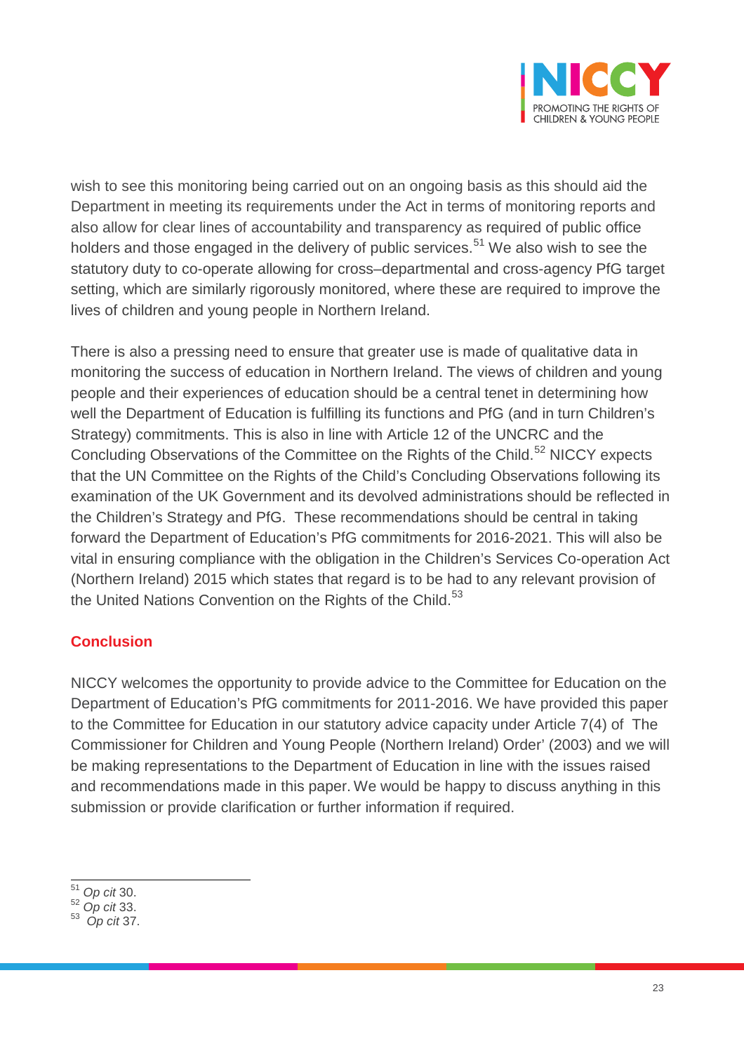wish to see this monitoring being carried out on an ongoing basis as this should aid the Department in meeting its requirements under the Act in terms of monitoring reports and also allow for clear lines of accountability and transparency as required of public office holders and those engaged in the delivery of public services.[51] We also wish to see the statutory duty to co-operate allowing for cross–departmental and cross-agency PfG target setting, which are similarly rigorously monitored, where these are required to improve the lives of children and young people in Northern Ireland.

There is also a pressing need to ensure that greater use is made of qualitative data in monitoring the success of education in Northern Ireland. The views of children and young people and their experiences of education should be a central tenet in determining how well the Department of Education is fulfilling its functions and PfG (and in turn Children's Strategy) commitments. This is also in line with Article 12 of the UNCRC and the Concluding Observations of the Committee on the Rights of the Child.[52] NICCY expects that the UN Committee on the Rights of the Child's Concluding Observations following its examination of the UK Government and its devolved administrations should be reflected in the Children's Strategy and PfG. These recommendations should be central in taking forward the Department of Education's PfG commitments for 2016-2021. This will also be vital in ensuring compliance with the obligation in the Children's Services Co-operation Act (Northern Ireland) 2015 which states that regard is to be had to any relevant provision of the United Nations Convention on the Rights of the Child.[53]

## Conclusion

NICCY welcomes the opportunity to provide advice to the Committee for Education on the Department of Education's PfG commitments for 2011-2016. We have provided this paper to the Committee for Education in our statutory advice capacity under Article 7(4) of The Commissioner for Children and Young People (Northern Ireland) Order' (2003) and we will be making representations to the Department of Education in line with the issues raised and recommendations made in this paper. We would be happy to discuss anything in this submission or provide clarification or further information if required.

---

[51] *Op cit* 30.
[52] *Op cit* 33.
[53] *Op cit* 37.